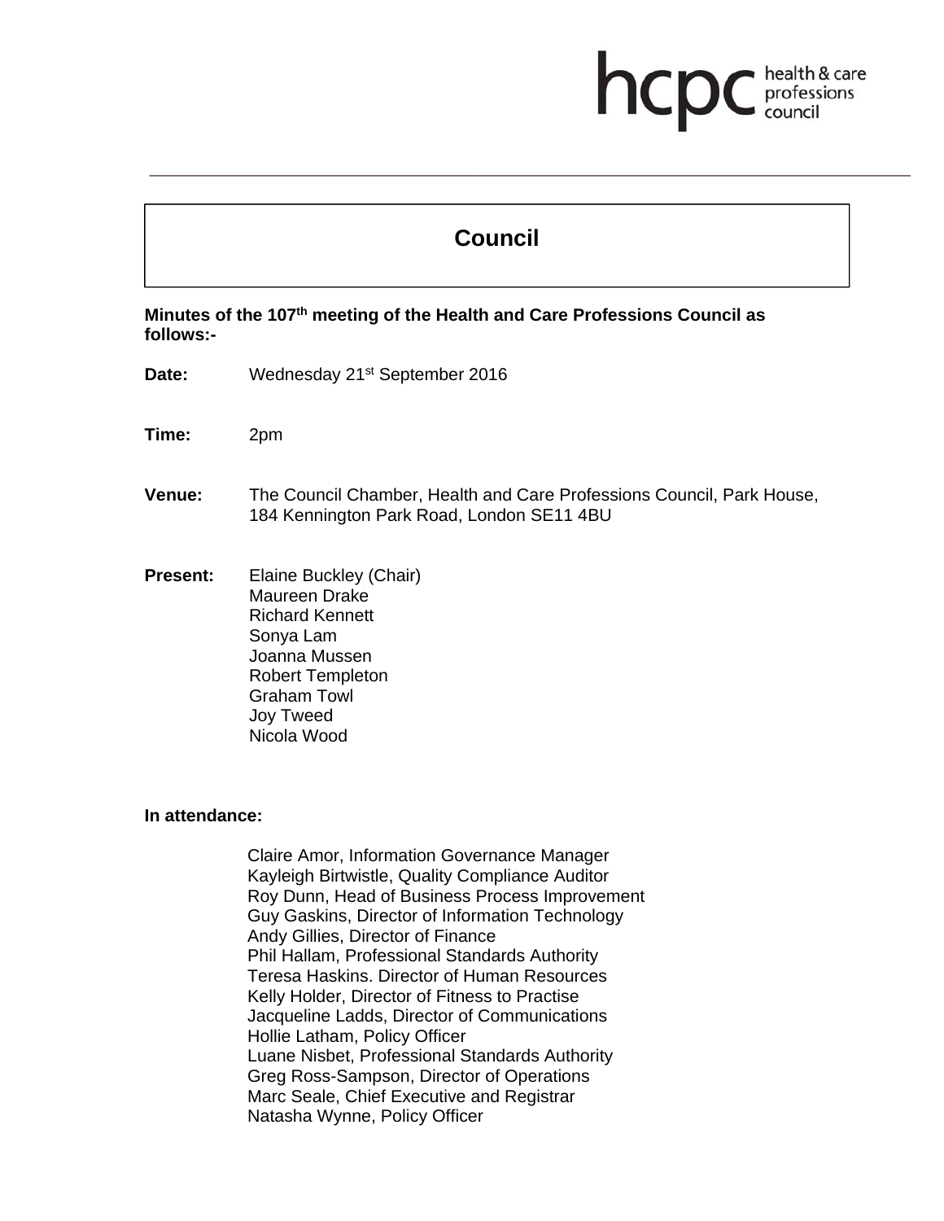# Council

**Minutes of the 107th meeting of the Health and Care Professions Council as follows:-**

**Date:** Wednesday 21st September 2016

**Time:** 2pm

**Venue:** The Council Chamber, Health and Care Professions Council, Park House, 184 Kennington Park Road, London SE11 4BU

**Present:** Elaine Buckley (Chair)
Maureen Drake
Richard Kennett
Sonya Lam
Joanna Mussen
Robert Templeton
Graham Towl
Joy Tweed
Nicola Wood

**In attendance:**

Claire Amor, Information Governance Manager
Kayleigh Birtwistle, Quality Compliance Auditor
Roy Dunn, Head of Business Process Improvement
Guy Gaskins, Director of Information Technology
Andy Gillies, Director of Finance
Phil Hallam, Professional Standards Authority
Teresa Haskins. Director of Human Resources
Kelly Holder, Director of Fitness to Practise
Jacqueline Ladds, Director of Communications
Hollie Latham, Policy Officer
Luane Nisbet, Professional Standards Authority
Greg Ross-Sampson, Director of Operations
Marc Seale, Chief Executive and Registrar
Natasha Wynne, Policy Officer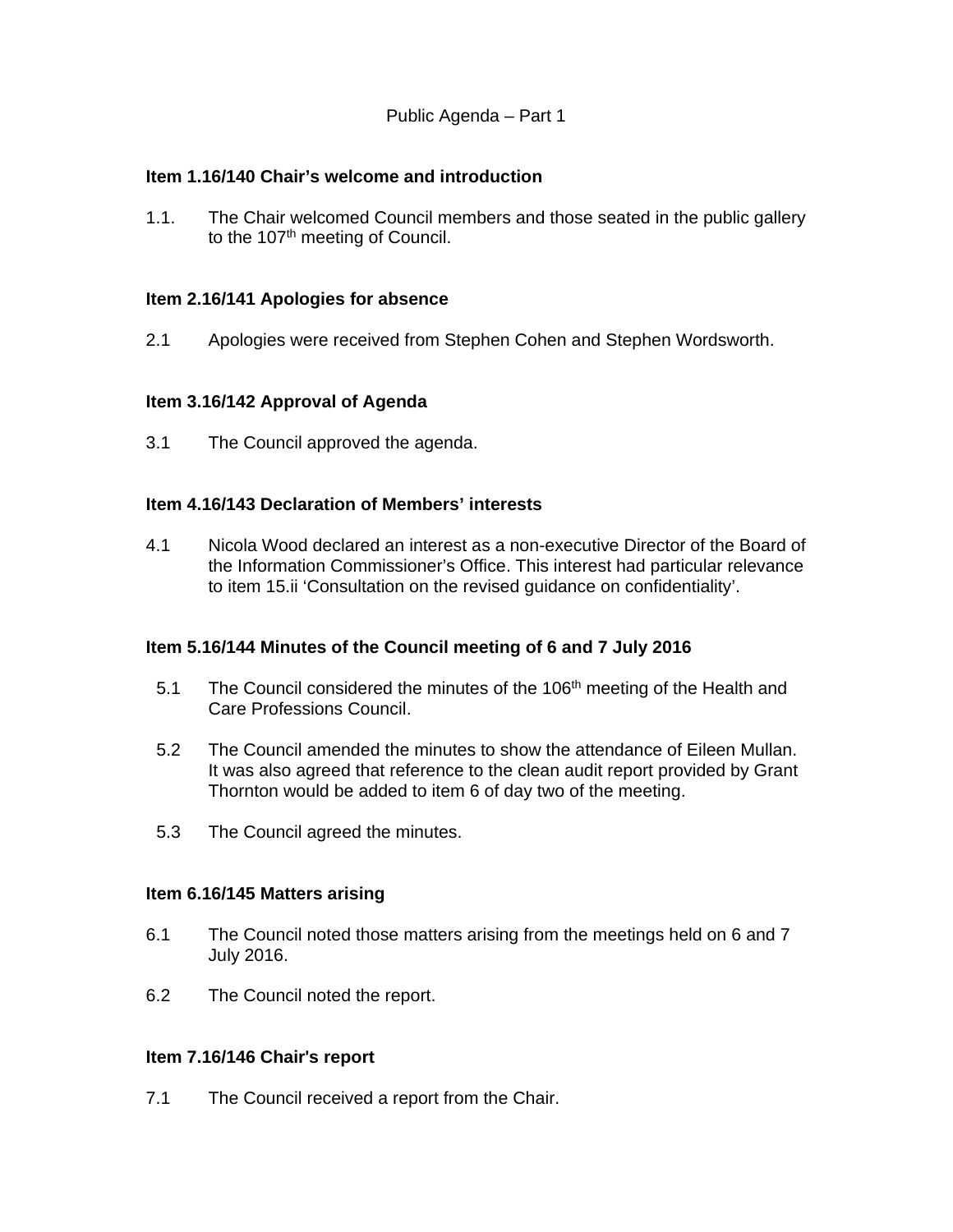Public Agenda – Part 1

**Item 1.16/140 Chair's welcome and introduction**

1.1. The Chair welcomed Council members and those seated in the public gallery to the 107th meeting of Council.

**Item 2.16/141 Apologies for absence**

2.1 Apologies were received from Stephen Cohen and Stephen Wordsworth.

**Item 3.16/142 Approval of Agenda**

3.1 The Council approved the agenda.

**Item 4.16/143 Declaration of Members' interests**

4.1 Nicola Wood declared an interest as a non-executive Director of the Board of the Information Commissioner's Office. This interest had particular relevance to item 15.ii 'Consultation on the revised guidance on confidentiality'.

**Item 5.16/144 Minutes of the Council meeting of 6 and 7 July 2016**

5.1 The Council considered the minutes of the 106th meeting of the Health and Care Professions Council.

5.2 The Council amended the minutes to show the attendance of Eileen Mullan. It was also agreed that reference to the clean audit report provided by Grant Thornton would be added to item 6 of day two of the meeting.

5.3 The Council agreed the minutes.

**Item 6.16/145 Matters arising**

6.1 The Council noted those matters arising from the meetings held on 6 and 7 July 2016.

6.2 The Council noted the report.

**Item 7.16/146 Chair's report**

7.1 The Council received a report from the Chair.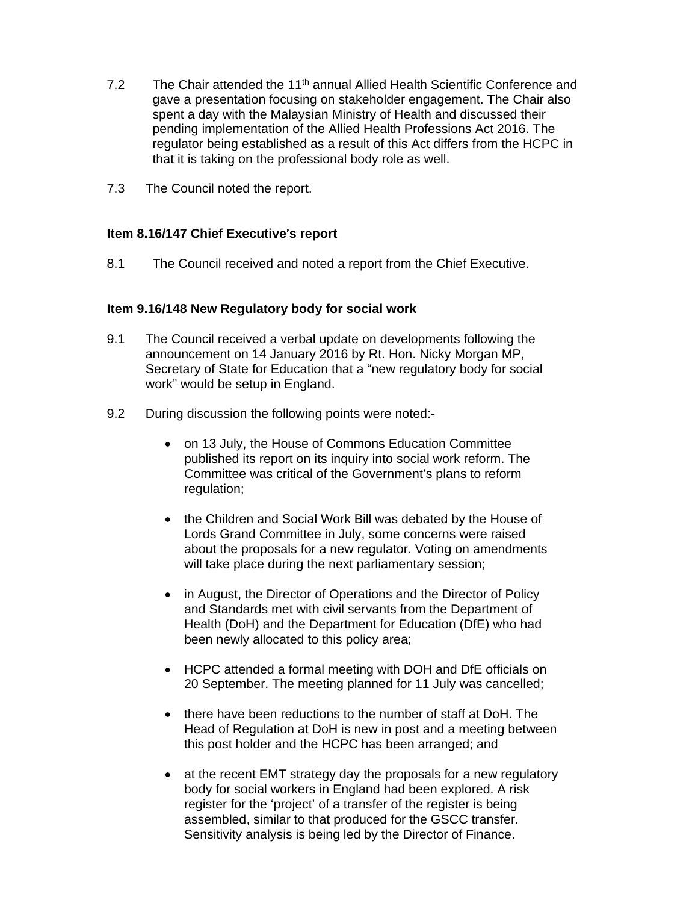7.2 The Chair attended the 11th annual Allied Health Scientific Conference and gave a presentation focusing on stakeholder engagement. The Chair also spent a day with the Malaysian Ministry of Health and discussed their pending implementation of the Allied Health Professions Act 2016. The regulator being established as a result of this Act differs from the HCPC in that it is taking on the professional body role as well.

7.3 The Council noted the report.

**Item 8.16/147 Chief Executive's report**

8.1 The Council received and noted a report from the Chief Executive.

**Item 9.16/148 New Regulatory body for social work**

9.1 The Council received a verbal update on developments following the announcement on 14 January 2016 by Rt. Hon. Nicky Morgan MP, Secretary of State for Education that a "new regulatory body for social work" would be setup in England.

9.2 During discussion the following points were noted:-

- on 13 July, the House of Commons Education Committee published its report on its inquiry into social work reform. The Committee was critical of the Government's plans to reform regulation;

- the Children and Social Work Bill was debated by the House of Lords Grand Committee in July, some concerns were raised about the proposals for a new regulator. Voting on amendments will take place during the next parliamentary session;

- in August, the Director of Operations and the Director of Policy and Standards met with civil servants from the Department of Health (DoH) and the Department for Education (DfE) who had been newly allocated to this policy area;

- HCPC attended a formal meeting with DOH and DfE officials on 20 September. The meeting planned for 11 July was cancelled;

- there have been reductions to the number of staff at DoH. The Head of Regulation at DoH is new in post and a meeting between this post holder and the HCPC has been arranged; and

- at the recent EMT strategy day the proposals for a new regulatory body for social workers in England had been explored. A risk register for the 'project' of a transfer of the register is being assembled, similar to that produced for the GSCC transfer. Sensitivity analysis is being led by the Director of Finance.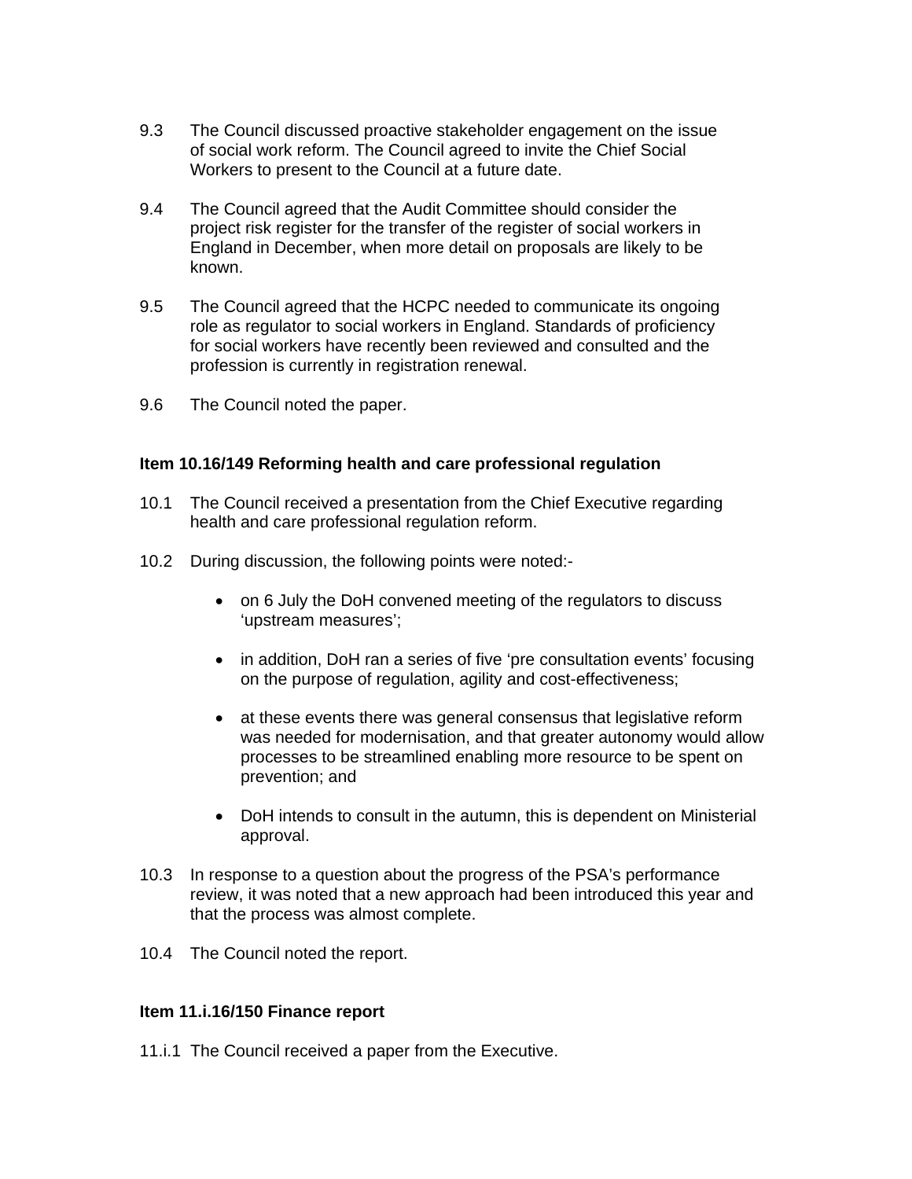9.3 The Council discussed proactive stakeholder engagement on the issue of social work reform. The Council agreed to invite the Chief Social Workers to present to the Council at a future date.

9.4 The Council agreed that the Audit Committee should consider the project risk register for the transfer of the register of social workers in England in December, when more detail on proposals are likely to be known.

9.5 The Council agreed that the HCPC needed to communicate its ongoing role as regulator to social workers in England. Standards of proficiency for social workers have recently been reviewed and consulted and the profession is currently in registration renewal.

9.6 The Council noted the paper.

**Item 10.16/149 Reforming health and care professional regulation**

10.1 The Council received a presentation from the Chief Executive regarding health and care professional regulation reform.

10.2 During discussion, the following points were noted:-

- on 6 July the DoH convened meeting of the regulators to discuss 'upstream measures';
- in addition, DoH ran a series of five 'pre consultation events' focusing on the purpose of regulation, agility and cost-effectiveness;
- at these events there was general consensus that legislative reform was needed for modernisation, and that greater autonomy would allow processes to be streamlined enabling more resource to be spent on prevention; and
- DoH intends to consult in the autumn, this is dependent on Ministerial approval.

10.3 In response to a question about the progress of the PSA's performance review, it was noted that a new approach had been introduced this year and that the process was almost complete.

10.4 The Council noted the report.

**Item 11.i.16/150 Finance report**

11.i.1 The Council received a paper from the Executive.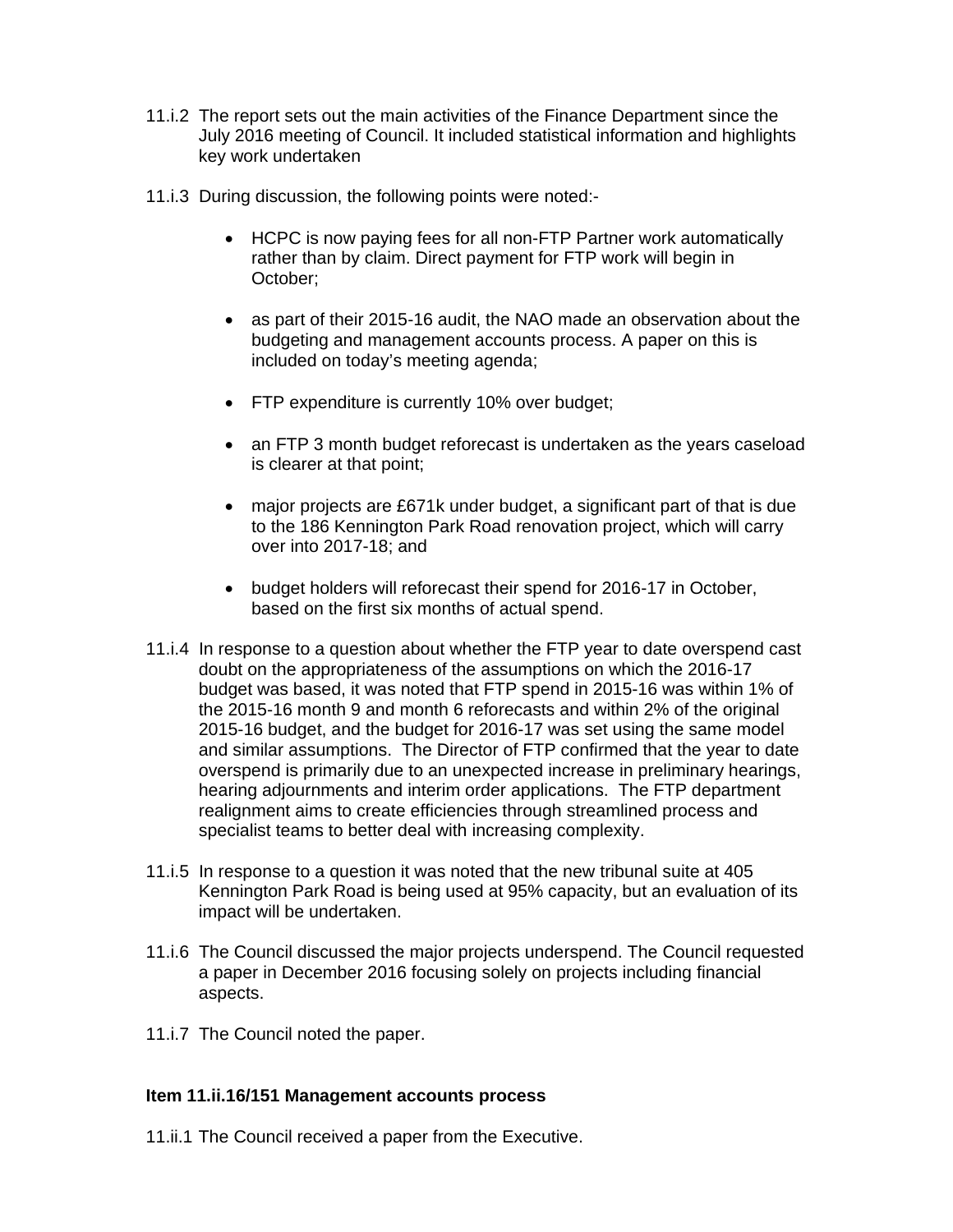11.i.2 The report sets out the main activities of the Finance Department since the July 2016 meeting of Council. It included statistical information and highlights key work undertaken

11.i.3 During discussion, the following points were noted:-

- HCPC is now paying fees for all non-FTP Partner work automatically rather than by claim. Direct payment for FTP work will begin in October;
- as part of their 2015-16 audit, the NAO made an observation about the budgeting and management accounts process. A paper on this is included on today's meeting agenda;
- FTP expenditure is currently 10% over budget;
- an FTP 3 month budget reforecast is undertaken as the years caseload is clearer at that point;
- major projects are £671k under budget, a significant part of that is due to the 186 Kennington Park Road renovation project, which will carry over into 2017-18; and
- budget holders will reforecast their spend for 2016-17 in October, based on the first six months of actual spend.

11.i.4 In response to a question about whether the FTP year to date overspend cast doubt on the appropriateness of the assumptions on which the 2016-17 budget was based, it was noted that FTP spend in 2015-16 was within 1% of the 2015-16 month 9 and month 6 reforecasts and within 2% of the original 2015-16 budget, and the budget for 2016-17 was set using the same model and similar assumptions. The Director of FTP confirmed that the year to date overspend is primarily due to an unexpected increase in preliminary hearings, hearing adjournments and interim order applications. The FTP department realignment aims to create efficiencies through streamlined process and specialist teams to better deal with increasing complexity.

11.i.5 In response to a question it was noted that the new tribunal suite at 405 Kennington Park Road is being used at 95% capacity, but an evaluation of its impact will be undertaken.

11.i.6 The Council discussed the major projects underspend. The Council requested a paper in December 2016 focusing solely on projects including financial aspects.

11.i.7 The Council noted the paper.

**Item 11.ii.16/151 Management accounts process**

11.ii.1 The Council received a paper from the Executive.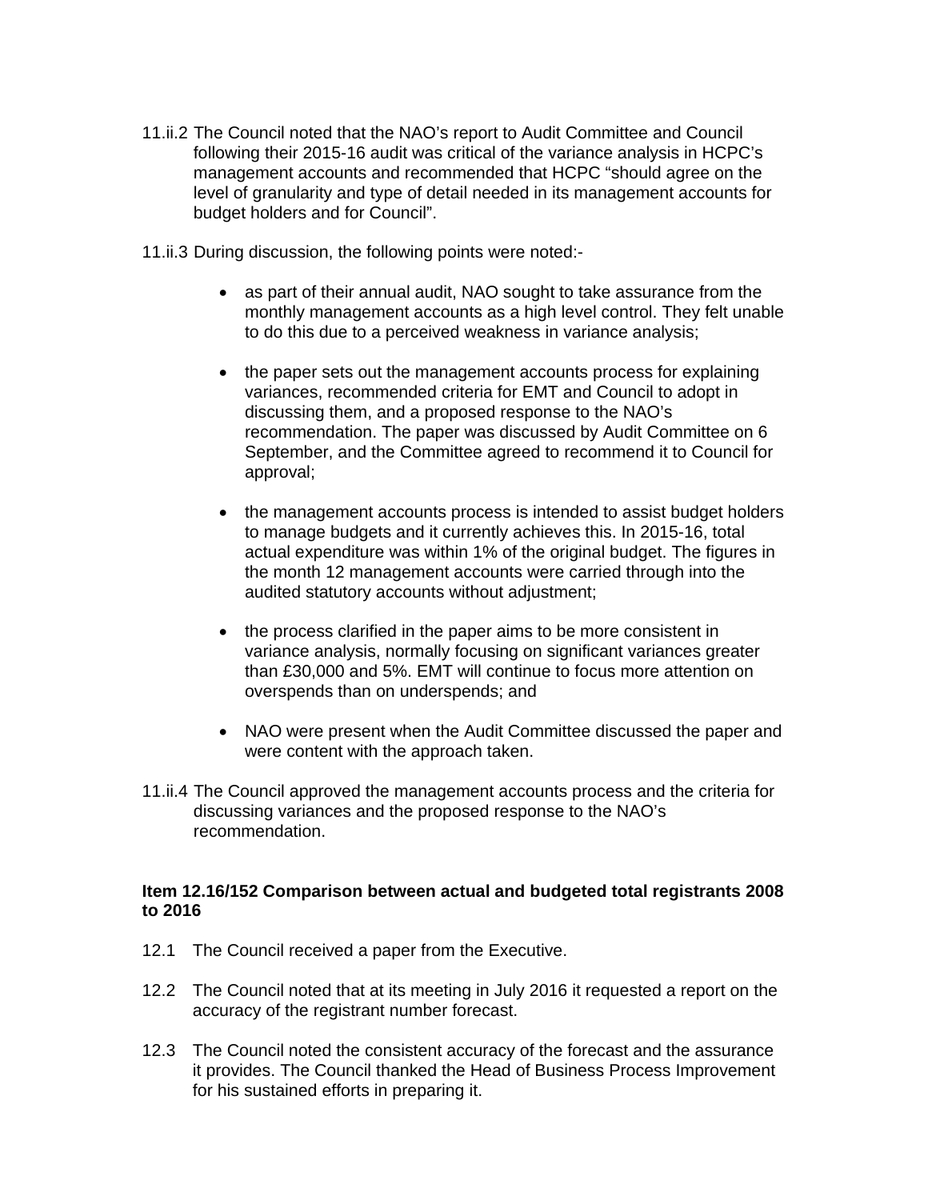11.ii.2 The Council noted that the NAO's report to Audit Committee and Council following their 2015-16 audit was critical of the variance analysis in HCPC's management accounts and recommended that HCPC "should agree on the level of granularity and type of detail needed in its management accounts for budget holders and for Council".

11.ii.3 During discussion, the following points were noted:-

- as part of their annual audit, NAO sought to take assurance from the monthly management accounts as a high level control. They felt unable to do this due to a perceived weakness in variance analysis;
- the paper sets out the management accounts process for explaining variances, recommended criteria for EMT and Council to adopt in discussing them, and a proposed response to the NAO's recommendation. The paper was discussed by Audit Committee on 6 September, and the Committee agreed to recommend it to Council for approval;
- the management accounts process is intended to assist budget holders to manage budgets and it currently achieves this. In 2015-16, total actual expenditure was within 1% of the original budget. The figures in the month 12 management accounts were carried through into the audited statutory accounts without adjustment;
- the process clarified in the paper aims to be more consistent in variance analysis, normally focusing on significant variances greater than £30,000 and 5%. EMT will continue to focus more attention on overspends than on underspends; and
- NAO were present when the Audit Committee discussed the paper and were content with the approach taken.

11.ii.4 The Council approved the management accounts process and the criteria for discussing variances and the proposed response to the NAO's recommendation.

**Item 12.16/152 Comparison between actual and budgeted total registrants 2008 to 2016**

12.1 The Council received a paper from the Executive.

12.2 The Council noted that at its meeting in July 2016 it requested a report on the accuracy of the registrant number forecast.

12.3 The Council noted the consistent accuracy of the forecast and the assurance it provides. The Council thanked the Head of Business Process Improvement for his sustained efforts in preparing it.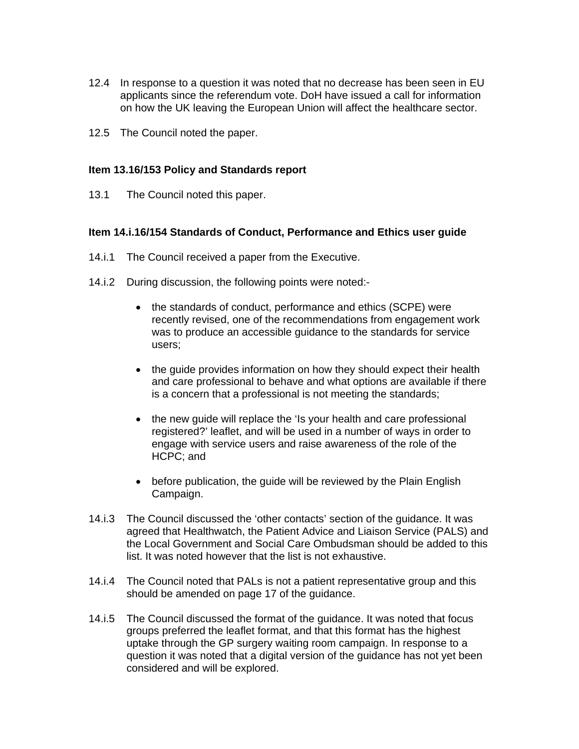12.4 In response to a question it was noted that no decrease has been seen in EU applicants since the referendum vote. DoH have issued a call for information on how the UK leaving the European Union will affect the healthcare sector.

12.5 The Council noted the paper.

**Item 13.16/153 Policy and Standards report**

13.1 The Council noted this paper.

**Item 14.i.16/154 Standards of Conduct, Performance and Ethics user guide**

14.i.1 The Council received a paper from the Executive.

14.i.2 During discussion, the following points were noted:-

- the standards of conduct, performance and ethics (SCPE) were recently revised, one of the recommendations from engagement work was to produce an accessible guidance to the standards for service users;

- the guide provides information on how they should expect their health and care professional to behave and what options are available if there is a concern that a professional is not meeting the standards;

- the new guide will replace the 'Is your health and care professional registered?' leaflet, and will be used in a number of ways in order to engage with service users and raise awareness of the role of the HCPC; and

- before publication, the guide will be reviewed by the Plain English Campaign.

14.i.3 The Council discussed the 'other contacts' section of the guidance. It was agreed that Healthwatch, the Patient Advice and Liaison Service (PALS) and the Local Government and Social Care Ombudsman should be added to this list. It was noted however that the list is not exhaustive.

14.i.4 The Council noted that PALs is not a patient representative group and this should be amended on page 17 of the guidance.

14.i.5 The Council discussed the format of the guidance. It was noted that focus groups preferred the leaflet format, and that this format has the highest uptake through the GP surgery waiting room campaign. In response to a question it was noted that a digital version of the guidance has not yet been considered and will be explored.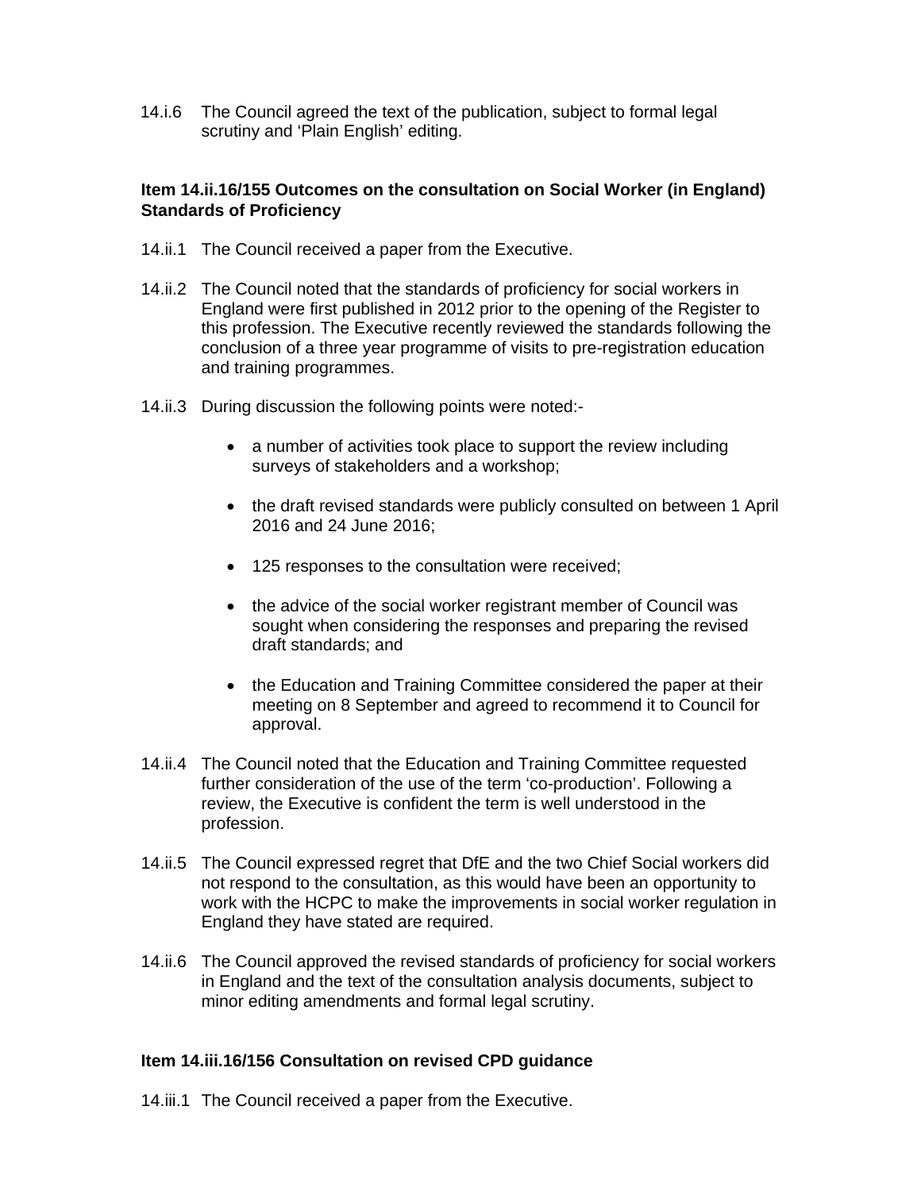14.i.6 The Council agreed the text of the publication, subject to formal legal scrutiny and 'Plain English' editing.

**Item 14.ii.16/155 Outcomes on the consultation on Social Worker (in England) Standards of Proficiency**

14.ii.1 The Council received a paper from the Executive.

14.ii.2 The Council noted that the standards of proficiency for social workers in England were first published in 2012 prior to the opening of the Register to this profession. The Executive recently reviewed the standards following the conclusion of a three year programme of visits to pre-registration education and training programmes.

14.ii.3 During discussion the following points were noted:-

- a number of activities took place to support the review including surveys of stakeholders and a workshop;
- the draft revised standards were publicly consulted on between 1 April 2016 and 24 June 2016;
- 125 responses to the consultation were received;
- the advice of the social worker registrant member of Council was sought when considering the responses and preparing the revised draft standards; and
- the Education and Training Committee considered the paper at their meeting on 8 September and agreed to recommend it to Council for approval.

14.ii.4 The Council noted that the Education and Training Committee requested further consideration of the use of the term 'co-production'. Following a review, the Executive is confident the term is well understood in the profession.

14.ii.5 The Council expressed regret that DfE and the two Chief Social workers did not respond to the consultation, as this would have been an opportunity to work with the HCPC to make the improvements in social worker regulation in England they have stated are required.

14.ii.6 The Council approved the revised standards of proficiency for social workers in England and the text of the consultation analysis documents, subject to minor editing amendments and formal legal scrutiny.

**Item 14.iii.16/156 Consultation on revised CPD guidance**

14.iii.1 The Council received a paper from the Executive.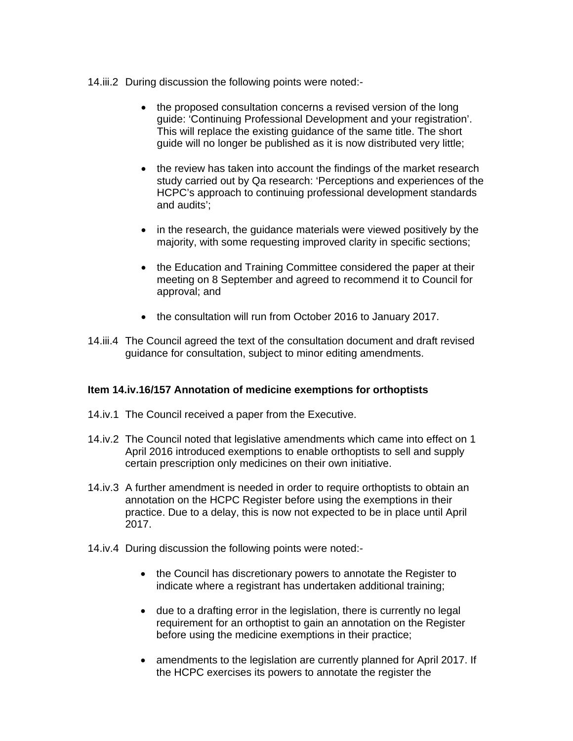14.iii.2 During discussion the following points were noted:-

- the proposed consultation concerns a revised version of the long guide: 'Continuing Professional Development and your registration'. This will replace the existing guidance of the same title. The short guide will no longer be published as it is now distributed very little;

- the review has taken into account the findings of the market research study carried out by Qa research: 'Perceptions and experiences of the HCPC's approach to continuing professional development standards and audits';

- in the research, the guidance materials were viewed positively by the majority, with some requesting improved clarity in specific sections;

- the Education and Training Committee considered the paper at their meeting on 8 September and agreed to recommend it to Council for approval; and

- the consultation will run from October 2016 to January 2017.

14.iii.4 The Council agreed the text of the consultation document and draft revised guidance for consultation, subject to minor editing amendments.

**Item 14.iv.16/157 Annotation of medicine exemptions for orthoptists**

14.iv.1 The Council received a paper from the Executive.

14.iv.2 The Council noted that legislative amendments which came into effect on 1 April 2016 introduced exemptions to enable orthoptists to sell and supply certain prescription only medicines on their own initiative.

14.iv.3 A further amendment is needed in order to require orthoptists to obtain an annotation on the HCPC Register before using the exemptions in their practice. Due to a delay, this is now not expected to be in place until April 2017.

14.iv.4 During discussion the following points were noted:-

- the Council has discretionary powers to annotate the Register to indicate where a registrant has undertaken additional training;

- due to a drafting error in the legislation, there is currently no legal requirement for an orthoptist to gain an annotation on the Register before using the medicine exemptions in their practice;

- amendments to the legislation are currently planned for April 2017. If the HCPC exercises its powers to annotate the register the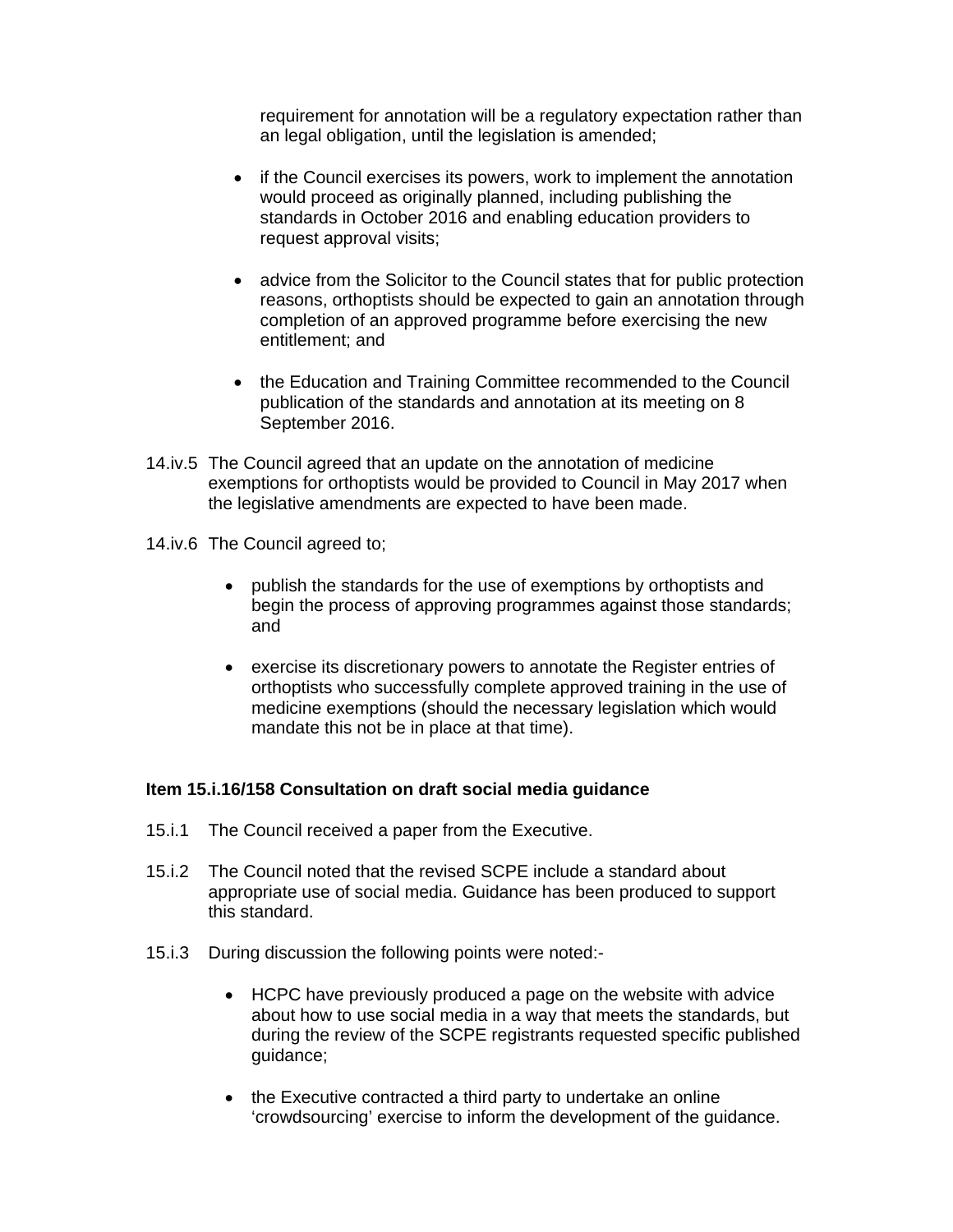requirement for annotation will be a regulatory expectation rather than an legal obligation, until the legislation is amended;

- if the Council exercises its powers, work to implement the annotation would proceed as originally planned, including publishing the standards in October 2016 and enabling education providers to request approval visits;

- advice from the Solicitor to the Council states that for public protection reasons, orthoptists should be expected to gain an annotation through completion of an approved programme before exercising the new entitlement; and

- the Education and Training Committee recommended to the Council publication of the standards and annotation at its meeting on 8 September 2016.

14.iv.5 The Council agreed that an update on the annotation of medicine exemptions for orthoptists would be provided to Council in May 2017 when the legislative amendments are expected to have been made.

14.iv.6 The Council agreed to;

- publish the standards for the use of exemptions by orthoptists and begin the process of approving programmes against those standards; and

- exercise its discretionary powers to annotate the Register entries of orthoptists who successfully complete approved training in the use of medicine exemptions (should the necessary legislation which would mandate this not be in place at that time).

**Item 15.i.16/158 Consultation on draft social media guidance**

15.i.1 The Council received a paper from the Executive.

15.i.2 The Council noted that the revised SCPE include a standard about appropriate use of social media. Guidance has been produced to support this standard.

15.i.3 During discussion the following points were noted:-

- HCPC have previously produced a page on the website with advice about how to use social media in a way that meets the standards, but during the review of the SCPE registrants requested specific published guidance;

- the Executive contracted a third party to undertake an online 'crowdsourcing' exercise to inform the development of the guidance.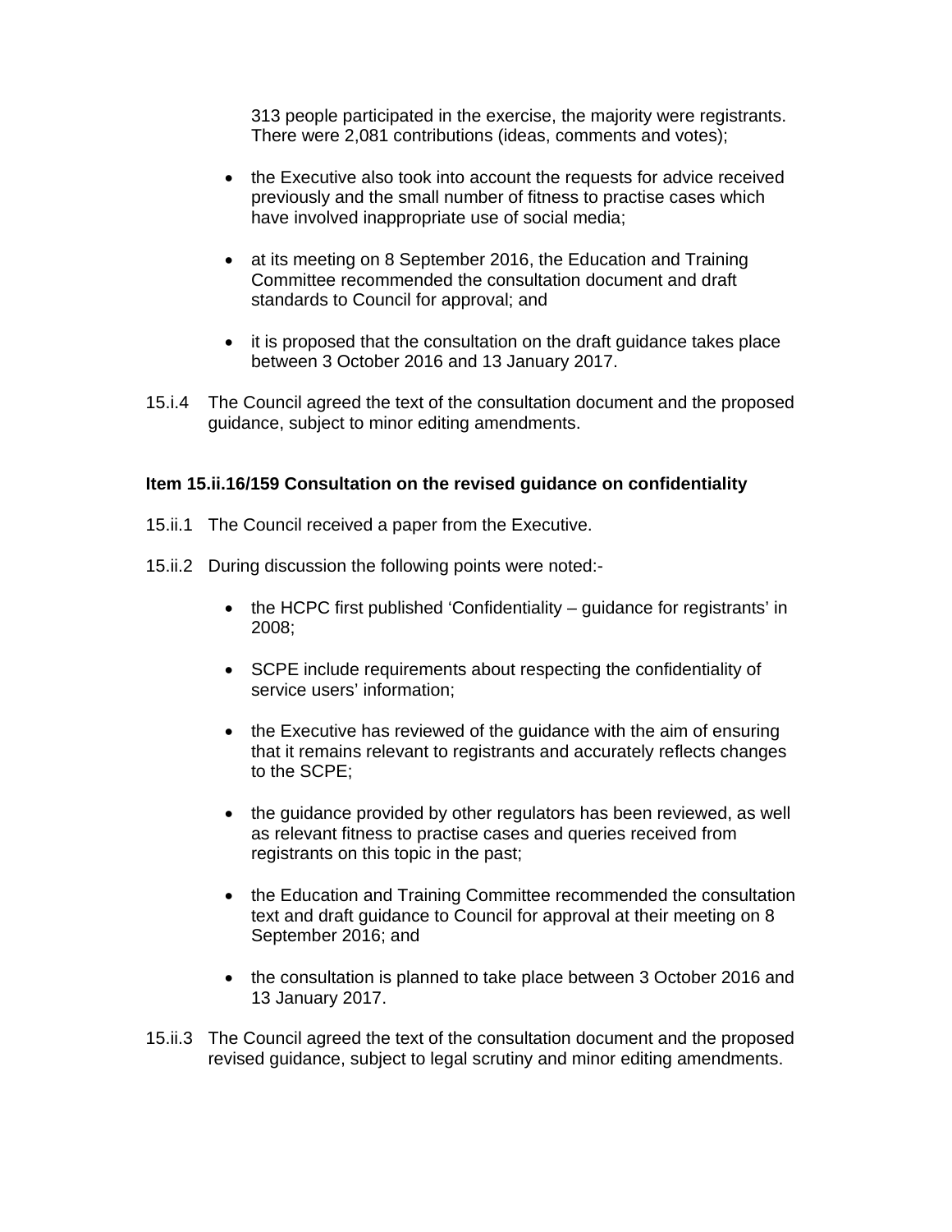313 people participated in the exercise, the majority were registrants. There were 2,081 contributions (ideas, comments and votes);

- the Executive also took into account the requests for advice received previously and the small number of fitness to practise cases which have involved inappropriate use of social media;

- at its meeting on 8 September 2016, the Education and Training Committee recommended the consultation document and draft standards to Council for approval; and

- it is proposed that the consultation on the draft guidance takes place between 3 October 2016 and 13 January 2017.

15.i.4 The Council agreed the text of the consultation document and the proposed guidance, subject to minor editing amendments.

**Item 15.ii.16/159 Consultation on the revised guidance on confidentiality**

15.ii.1 The Council received a paper from the Executive.

15.ii.2 During discussion the following points were noted:-

- the HCPC first published 'Confidentiality – guidance for registrants' in 2008;

- SCPE include requirements about respecting the confidentiality of service users' information;

- the Executive has reviewed of the guidance with the aim of ensuring that it remains relevant to registrants and accurately reflects changes to the SCPE;

- the guidance provided by other regulators has been reviewed, as well as relevant fitness to practise cases and queries received from registrants on this topic in the past;

- the Education and Training Committee recommended the consultation text and draft guidance to Council for approval at their meeting on 8 September 2016; and

- the consultation is planned to take place between 3 October 2016 and 13 January 2017.

15.ii.3 The Council agreed the text of the consultation document and the proposed revised guidance, subject to legal scrutiny and minor editing amendments.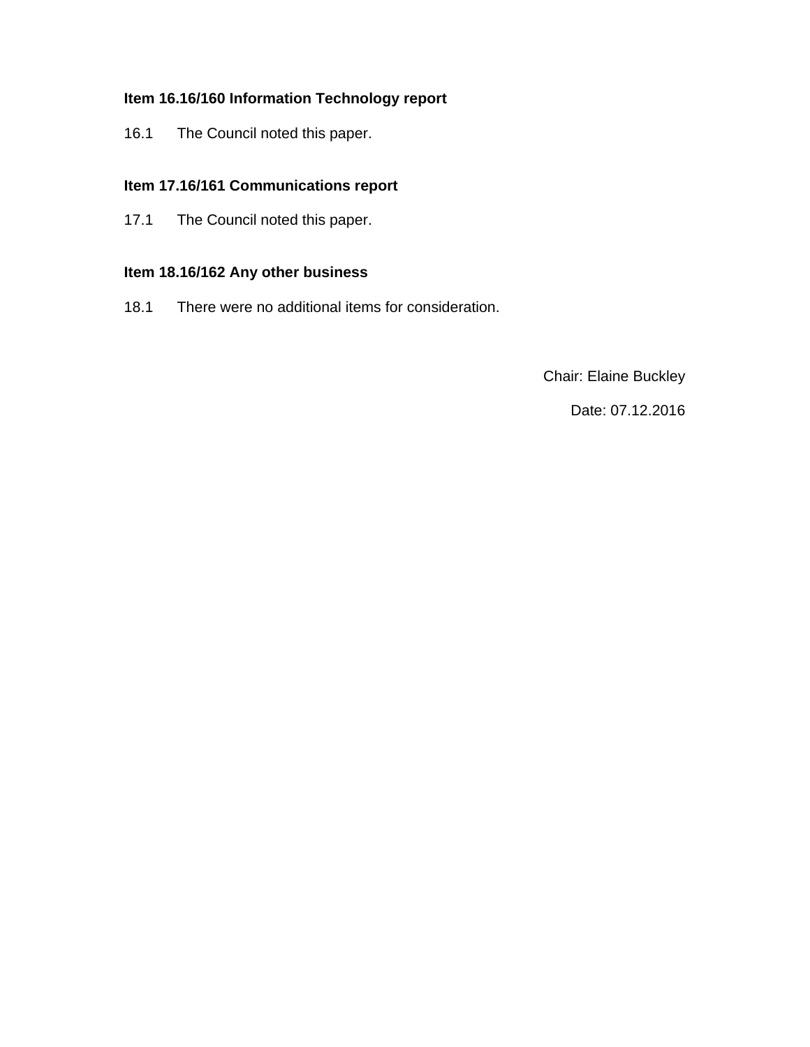**Item 16.16/160 Information Technology report**

16.1 The Council noted this paper.

**Item 17.16/161 Communications report**

17.1 The Council noted this paper.

**Item 18.16/162 Any other business**

18.1 There were no additional items for consideration.

Chair: Elaine Buckley

Date: 07.12.2016